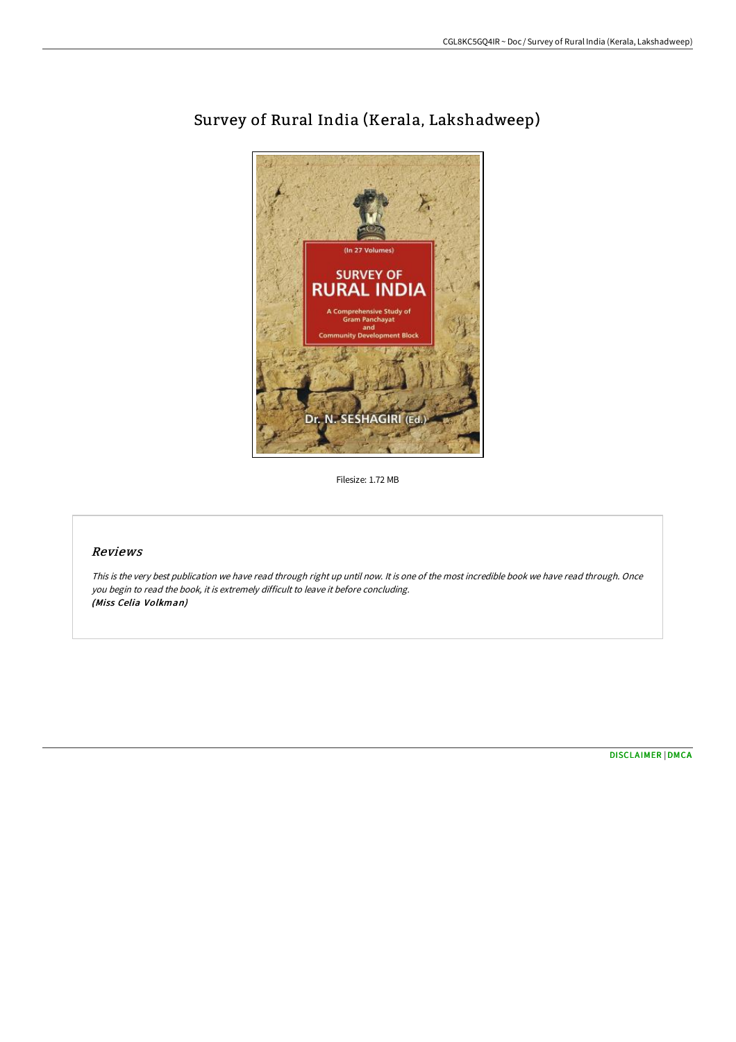# Survey of Rural India (Kerala, Lakshadweep)

Filesize: 1.72 MB

## *Reviews*

*This is the very best publication we have read through right up until now. It is one of the most incredible book we have read through. Once you begin to read the book, it is extremely difficult to leave it before concluding.*
***(Miss Celia Volkman)***

DISCLAIMER | DMCA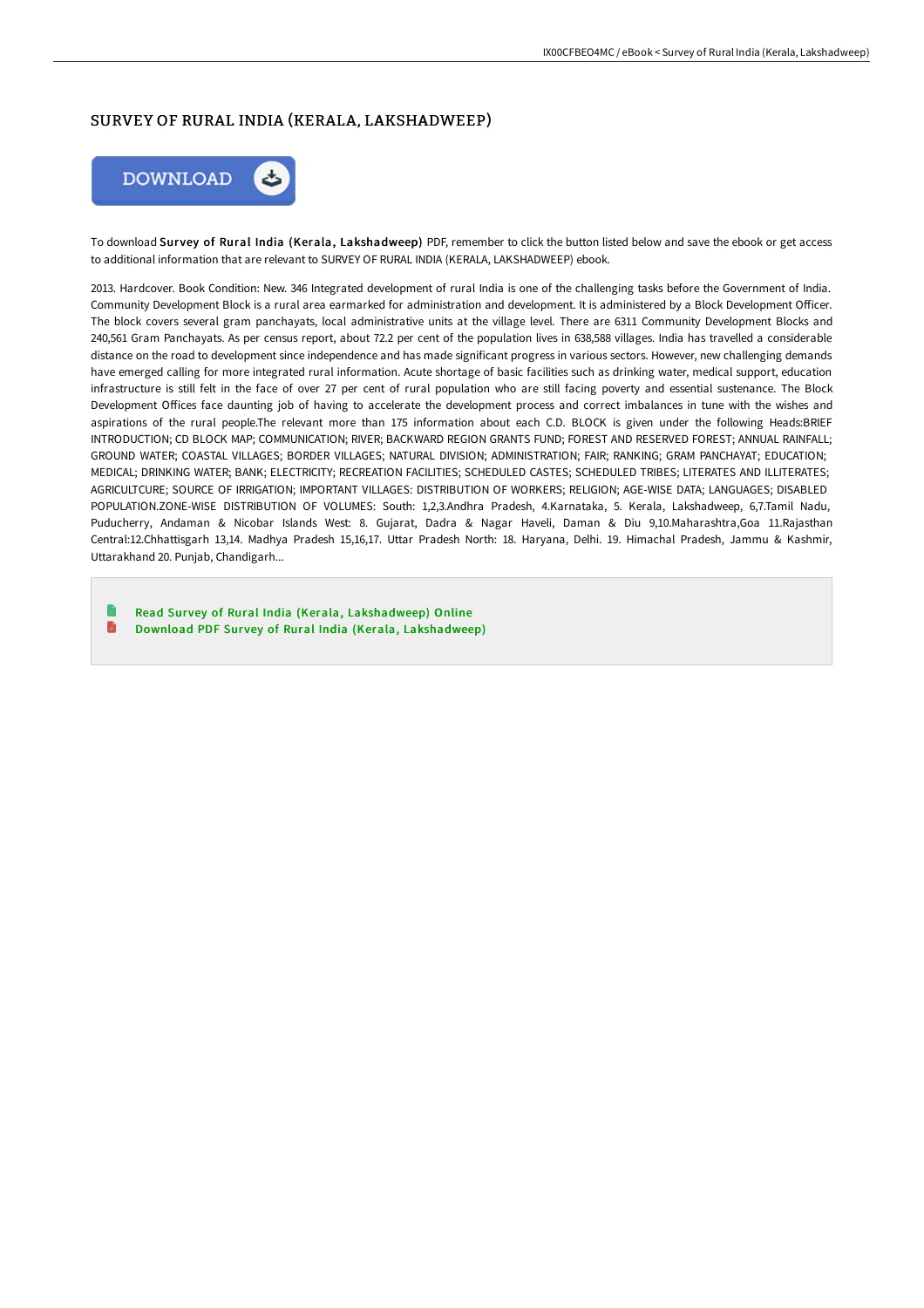# SURVEY OF RURAL INDIA (KERALA, LAKSHADWEEP)

DOWNLOAD

To download **Survey of Rural India (Kerala, Lakshadweep)** PDF, remember to click the button listed below and save the ebook or get access to additional information that are relevant to SURVEY OF RURAL INDIA (KERALA, LAKSHADWEEP) ebook.

2013. Hardcover. Book Condition: New. 346 Integrated development of rural India is one of the challenging tasks before the Government of India. Community Development Block is a rural area earmarked for administration and development. It is administered by a Block Development Officer. The block covers several gram panchayats, local administrative units at the village level. There are 6311 Community Development Blocks and 240,561 Gram Panchayats. As per census report, about 72.2 per cent of the population lives in 638,588 villages. India has travelled a considerable distance on the road to development since independence and has made significant progress in various sectors. However, new challenging demands have emerged calling for more integrated rural information. Acute shortage of basic facilities such as drinking water, medical support, education infrastructure is still felt in the face of over 27 per cent of rural population who are still facing poverty and essential sustenance. The Block Development Offices face daunting job of having to accelerate the development process and correct imbalances in tune with the wishes and aspirations of the rural people.The relevant more than 175 information about each C.D. BLOCK is given under the following Heads:BRIEF INTRODUCTION; CD BLOCK MAP; COMMUNICATION; RIVER; BACKWARD REGION GRANTS FUND; FOREST AND RESERVED FOREST; ANNUAL RAINFALL; GROUND WATER; COASTAL VILLAGES; BORDER VILLAGES; NATURAL DIVISION; ADMINISTRATION; FAIR; RANKING; GRAM PANCHAYAT; EDUCATION; MEDICAL; DRINKING WATER; BANK; ELECTRICITY; RECREATION FACILITIES; SCHEDULED CASTES; SCHEDULED TRIBES; LITERATES AND ILLITERATES; AGRICULTCURE; SOURCE OF IRRIGATION; IMPORTANT VILLAGES: DISTRIBUTION OF WORKERS; RELIGION; AGE-WISE DATA; LANGUAGES; DISABLED POPULATION.ZONE-WISE DISTRIBUTION OF VOLUMES: South: 1,2,3.Andhra Pradesh, 4.Karnataka, 5. Kerala, Lakshadweep, 6,7.Tamil Nadu, Puducherry, Andaman & Nicobar Islands West: 8. Gujarat, Dadra & Nagar Haveli, Daman & Diu 9,10.Maharashtra,Goa 11.Rajasthan Central:12.Chhattisgarh 13,14. Madhya Pradesh 15,16,17. Uttar Pradesh North: 18. Haryana, Delhi. 19. Himachal Pradesh, Jammu & Kashmir, Uttarakhand 20. Punjab, Chandigarh...

- Read Survey of Rural India (Kerala, Lakshadweep) Online
- Download PDF Survey of Rural India (Kerala, Lakshadweep)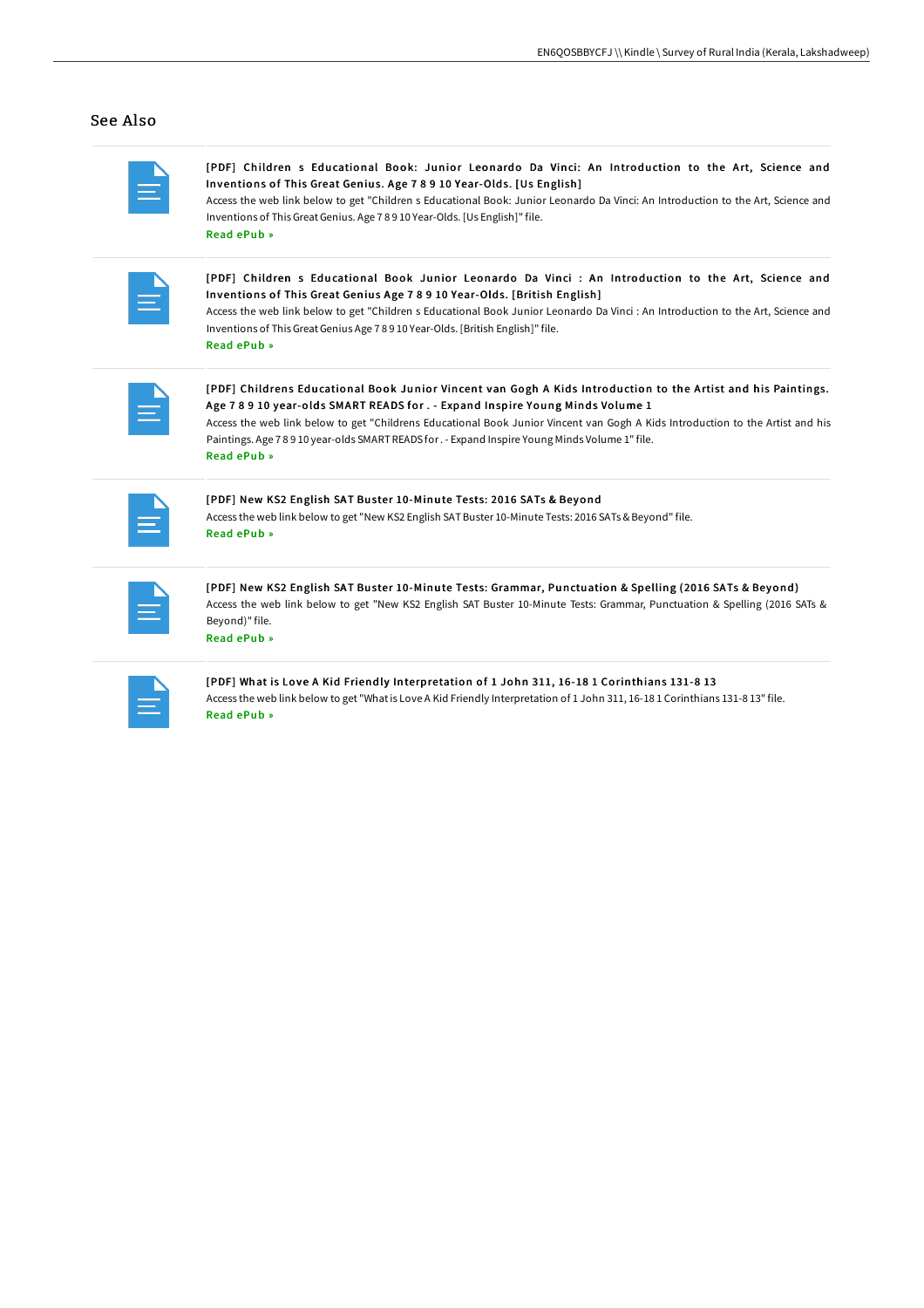## See Also

[PDF] Children s Educational Book: Junior Leonardo Da Vinci: An Introduction to the Art, Science and Inventions of This Great Genius. Age 7 8 9 10 Year-Olds. [Us English]

Access the web link below to get "Children s Educational Book: Junior Leonardo Da Vinci: An Introduction to the Art, Science and Inventions of This Great Genius. Age 7 8 9 10 Year-Olds. [Us English]" file.

Read ePub »

[PDF] Children s Educational Book Junior Leonardo Da Vinci : An Introduction to the Art, Science and Inventions of This Great Genius Age 7 8 9 10 Year-Olds. [British English]

Access the web link below to get "Children s Educational Book Junior Leonardo Da Vinci : An Introduction to the Art, Science and Inventions of This Great Genius Age 7 8 9 10 Year-Olds. [British English]" file.

Read ePub »

[PDF] Childrens Educational Book Junior Vincent van Gogh A Kids Introduction to the Artist and his Paintings. Age 7 8 9 10 year-olds SMART READS for . - Expand Inspire Young Minds Volume 1

Access the web link below to get "Childrens Educational Book Junior Vincent van Gogh A Kids Introduction to the Artist and his Paintings. Age 7 8 9 10 year-olds SMART READS for . - Expand Inspire Young Minds Volume 1" file.

Read ePub »

[PDF] New KS2 English SAT Buster 10-Minute Tests: 2016 SATs & Beyond

Access the web link below to get "New KS2 English SAT Buster 10-Minute Tests: 2016 SATs & Beyond" file.

Read ePub »

[PDF] New KS2 English SAT Buster 10-Minute Tests: Grammar, Punctuation & Spelling (2016 SATs & Beyond)

Access the web link below to get "New KS2 English SAT Buster 10-Minute Tests: Grammar, Punctuation & Spelling (2016 SATs & Beyond)" file.

Read ePub »

[PDF] What is Love A Kid Friendly Interpretation of 1 John 311, 16-18 1 Corinthians 131-8 13

Access the web link below to get "What is Love A Kid Friendly Interpretation of 1 John 311, 16-18 1 Corinthians 131-8 13" file.

Read ePub »